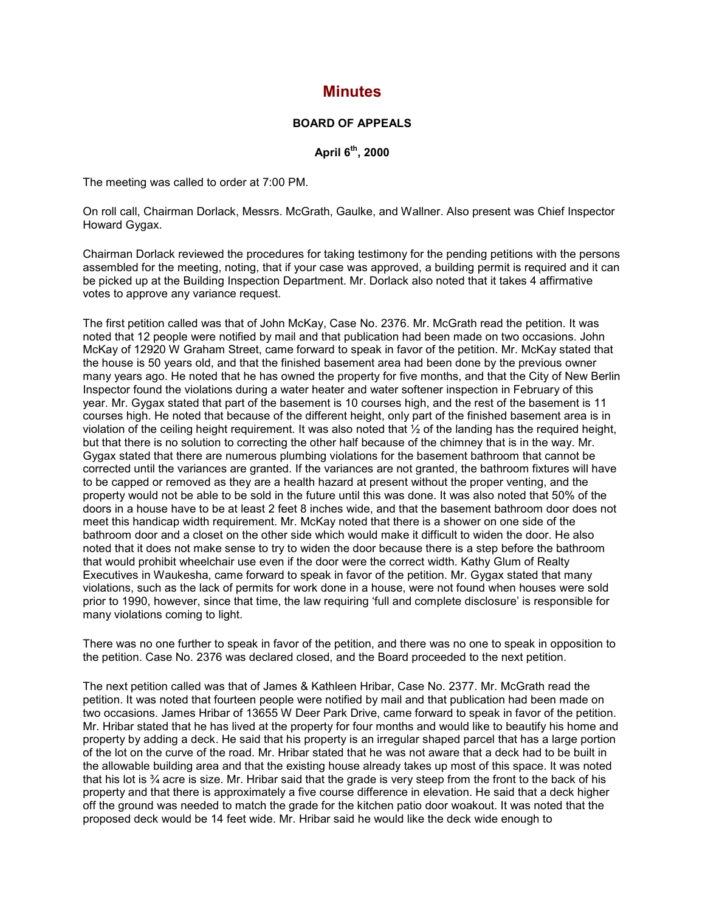# Minutes

**BOARD OF APPEALS**

**April 6th, 2000**

The meeting was called to order at 7:00 PM.

On roll call, Chairman Dorlack, Messrs. McGrath, Gaulke, and Wallner. Also present was Chief Inspector Howard Gygax.

Chairman Dorlack reviewed the procedures for taking testimony for the pending petitions with the persons assembled for the meeting, noting, that if your case was approved, a building permit is required and it can be picked up at the Building Inspection Department. Mr. Dorlack also noted that it takes 4 affirmative votes to approve any variance request.

The first petition called was that of John McKay, Case No. 2376. Mr. McGrath read the petition. It was noted that 12 people were notified by mail and that publication had been made on two occasions. John McKay of 12920 W Graham Street, came forward to speak in favor of the petition. Mr. McKay stated that the house is 50 years old, and that the finished basement area had been done by the previous owner many years ago. He noted that he has owned the property for five months, and that the City of New Berlin Inspector found the violations during a water heater and water softener inspection in February of this year. Mr. Gygax stated that part of the basement is 10 courses high, and the rest of the basement is 11 courses high. He noted that because of the different height, only part of the finished basement area is in violation of the ceiling height requirement. It was also noted that ½ of the landing has the required height, but that there is no solution to correcting the other half because of the chimney that is in the way. Mr. Gygax stated that there are numerous plumbing violations for the basement bathroom that cannot be corrected until the variances are granted. If the variances are not granted, the bathroom fixtures will have to be capped or removed as they are a health hazard at present without the proper venting, and the property would not be able to be sold in the future until this was done. It was also noted that 50% of the doors in a house have to be at least 2 feet 8 inches wide, and that the basement bathroom door does not meet this handicap width requirement. Mr. McKay noted that there is a shower on one side of the bathroom door and a closet on the other side which would make it difficult to widen the door. He also noted that it does not make sense to try to widen the door because there is a step before the bathroom that would prohibit wheelchair use even if the door were the correct width. Kathy Glum of Realty Executives in Waukesha, came forward to speak in favor of the petition. Mr. Gygax stated that many violations, such as the lack of permits for work done in a house, were not found when houses were sold prior to 1990, however, since that time, the law requiring 'full and complete disclosure' is responsible for many violations coming to light.

There was no one further to speak in favor of the petition, and there was no one to speak in opposition to the petition. Case No. 2376 was declared closed, and the Board proceeded to the next petition.

The next petition called was that of James & Kathleen Hribar, Case No. 2377. Mr. McGrath read the petition. It was noted that fourteen people were notified by mail and that publication had been made on two occasions. James Hribar of 13655 W Deer Park Drive, came forward to speak in favor of the petition. Mr. Hribar stated that he has lived at the property for four months and would like to beautify his home and property by adding a deck. He said that his property is an irregular shaped parcel that has a large portion of the lot on the curve of the road. Mr. Hribar stated that he was not aware that a deck had to be built in the allowable building area and that the existing house already takes up most of this space. It was noted that his lot is ¾ acre is size. Mr. Hribar said that the grade is very steep from the front to the back of his property and that there is approximately a five course difference in elevation. He said that a deck higher off the ground was needed to match the grade for the kitchen patio door woakout. It was noted that the proposed deck would be 14 feet wide. Mr. Hribar said he would like the deck wide enough to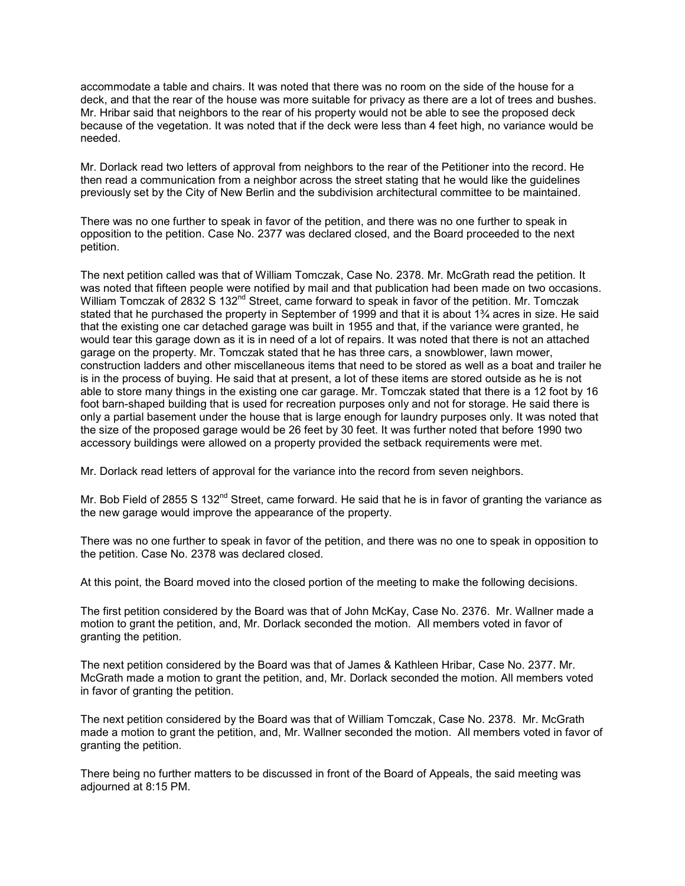accommodate a table and chairs. It was noted that there was no room on the side of the house for a deck, and that the rear of the house was more suitable for privacy as there are a lot of trees and bushes. Mr. Hribar said that neighbors to the rear of his property would not be able to see the proposed deck because of the vegetation. It was noted that if the deck were less than 4 feet high, no variance would be needed.

Mr. Dorlack read two letters of approval from neighbors to the rear of the Petitioner into the record. He then read a communication from a neighbor across the street stating that he would like the guidelines previously set by the City of New Berlin and the subdivision architectural committee to be maintained.

There was no one further to speak in favor of the petition, and there was no one further to speak in opposition to the petition. Case No. 2377 was declared closed, and the Board proceeded to the next petition.

The next petition called was that of William Tomczak, Case No. 2378. Mr. McGrath read the petition. It was noted that fifteen people were notified by mail and that publication had been made on two occasions. William Tomczak of 2832 S 132nd Street, came forward to speak in favor of the petition. Mr. Tomczak stated that he purchased the property in September of 1999 and that it is about 1¾ acres in size. He said that the existing one car detached garage was built in 1955 and that, if the variance were granted, he would tear this garage down as it is in need of a lot of repairs. It was noted that there is not an attached garage on the property. Mr. Tomczak stated that he has three cars, a snowblower, lawn mower, construction ladders and other miscellaneous items that need to be stored as well as a boat and trailer he is in the process of buying. He said that at present, a lot of these items are stored outside as he is not able to store many things in the existing one car garage. Mr. Tomczak stated that there is a 12 foot by 16 foot barn-shaped building that is used for recreation purposes only and not for storage. He said there is only a partial basement under the house that is large enough for laundry purposes only. It was noted that the size of the proposed garage would be 26 feet by 30 feet. It was further noted that before 1990 two accessory buildings were allowed on a property provided the setback requirements were met.

Mr. Dorlack read letters of approval for the variance into the record from seven neighbors.

Mr. Bob Field of 2855 S 132nd Street, came forward. He said that he is in favor of granting the variance as the new garage would improve the appearance of the property.

There was no one further to speak in favor of the petition, and there was no one to speak in opposition to the petition. Case No. 2378 was declared closed.

At this point, the Board moved into the closed portion of the meeting to make the following decisions.

The first petition considered by the Board was that of John McKay, Case No. 2376. Mr. Wallner made a motion to grant the petition, and, Mr. Dorlack seconded the motion. All members voted in favor of granting the petition.

The next petition considered by the Board was that of James & Kathleen Hribar, Case No. 2377. Mr. McGrath made a motion to grant the petition, and, Mr. Dorlack seconded the motion. All members voted in favor of granting the petition.

The next petition considered by the Board was that of William Tomczak, Case No. 2378. Mr. McGrath made a motion to grant the petition, and, Mr. Wallner seconded the motion. All members voted in favor of granting the petition.

There being no further matters to be discussed in front of the Board of Appeals, the said meeting was adjourned at 8:15 PM.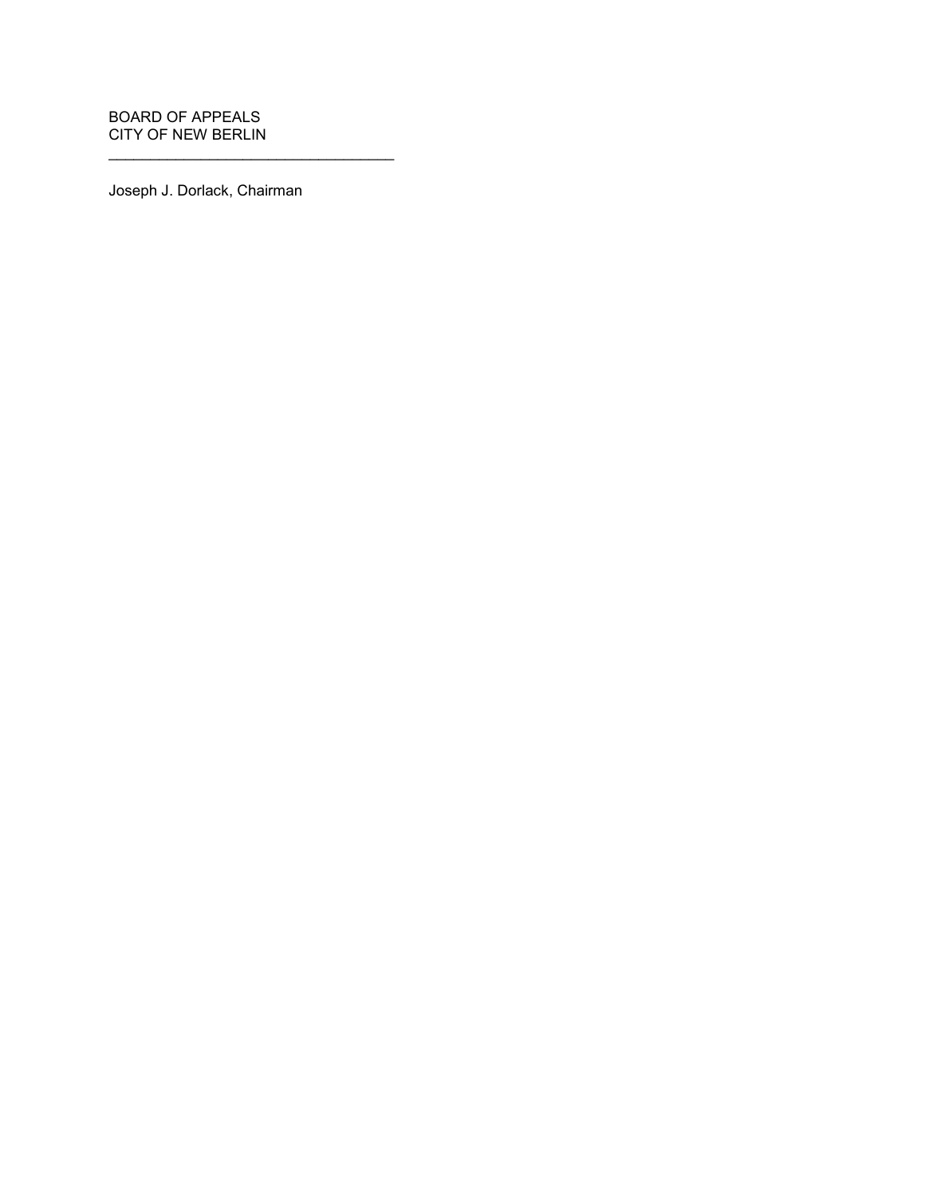BOARD OF APPEALS
CITY OF NEW BERLIN

\_\_\_\_\_\_\_\_\_\_\_\_\_\_\_\_\_\_\_\_\_\_\_\_\_\_\_\_\_\_\_\_\_\_\_\_

Joseph J. Dorlack, Chairman